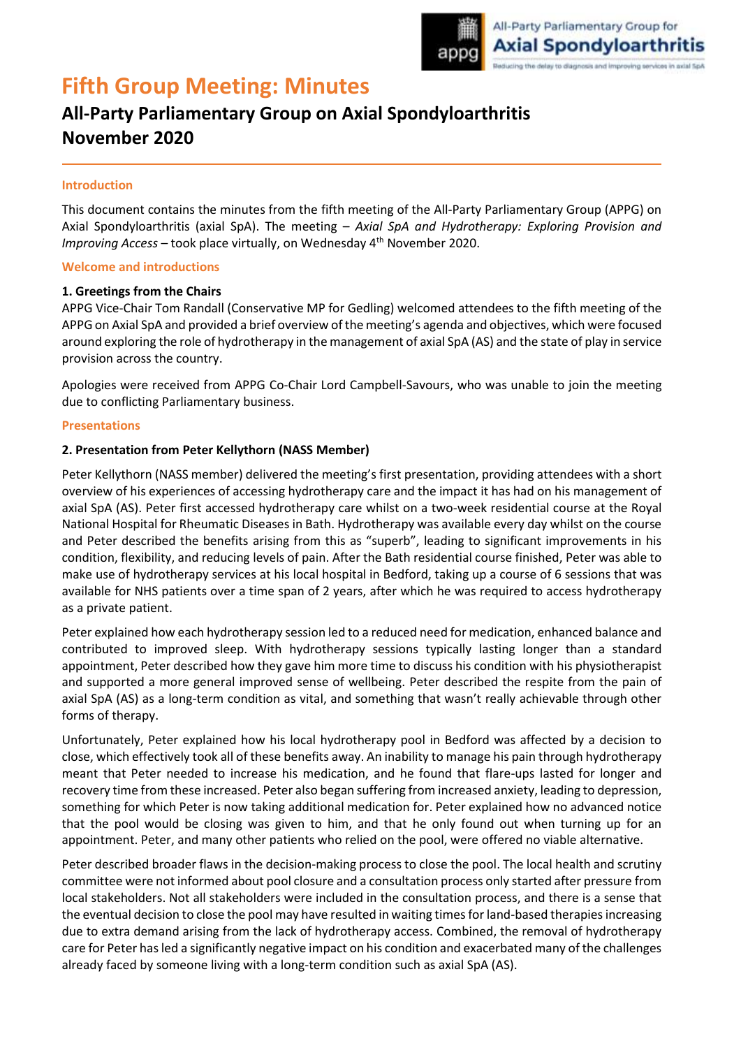# Fifth Group Meeting: Minutes

## All-Party Parliamentary Group on Axial Spondyloarthritis November 2020

### Introduction

This document contains the minutes from the fifth meeting of the All-Party Parliamentary Group (APPG) on Axial Spondyloarthritis (axial SpA). The meeting – *Axial SpA and Hydrotherapy: Exploring Provision and Improving Access* – took place virtually, on Wednesday 4th November 2020.

### Welcome and introductions

**1. Greetings from the Chairs**

APPG Vice-Chair Tom Randall (Conservative MP for Gedling) welcomed attendees to the fifth meeting of the APPG on Axial SpA and provided a brief overview of the meeting's agenda and objectives, which were focused around exploring the role of hydrotherapy in the management of axial SpA (AS) and the state of play in service provision across the country.

Apologies were received from APPG Co-Chair Lord Campbell-Savours, who was unable to join the meeting due to conflicting Parliamentary business.

### Presentations

**2. Presentation from Peter Kellythorn (NASS Member)**

Peter Kellythorn (NASS member) delivered the meeting's first presentation, providing attendees with a short overview of his experiences of accessing hydrotherapy care and the impact it has had on his management of axial SpA (AS). Peter first accessed hydrotherapy care whilst on a two-week residential course at the Royal National Hospital for Rheumatic Diseases in Bath. Hydrotherapy was available every day whilst on the course and Peter described the benefits arising from this as "superb", leading to significant improvements in his condition, flexibility, and reducing levels of pain. After the Bath residential course finished, Peter was able to make use of hydrotherapy services at his local hospital in Bedford, taking up a course of 6 sessions that was available for NHS patients over a time span of 2 years, after which he was required to access hydrotherapy as a private patient.

Peter explained how each hydrotherapy session led to a reduced need for medication, enhanced balance and contributed to improved sleep. With hydrotherapy sessions typically lasting longer than a standard appointment, Peter described how they gave him more time to discuss his condition with his physiotherapist and supported a more general improved sense of wellbeing. Peter described the respite from the pain of axial SpA (AS) as a long-term condition as vital, and something that wasn't really achievable through other forms of therapy.

Unfortunately, Peter explained how his local hydrotherapy pool in Bedford was affected by a decision to close, which effectively took all of these benefits away. An inability to manage his pain through hydrotherapy meant that Peter needed to increase his medication, and he found that flare-ups lasted for longer and recovery time from these increased. Peter also began suffering from increased anxiety, leading to depression, something for which Peter is now taking additional medication for. Peter explained how no advanced notice that the pool would be closing was given to him, and that he only found out when turning up for an appointment. Peter, and many other patients who relied on the pool, were offered no viable alternative.

Peter described broader flaws in the decision-making process to close the pool. The local health and scrutiny committee were not informed about pool closure and a consultation process only started after pressure from local stakeholders. Not all stakeholders were included in the consultation process, and there is a sense that the eventual decision to close the pool may have resulted in waiting times for land-based therapies increasing due to extra demand arising from the lack of hydrotherapy access. Combined, the removal of hydrotherapy care for Peter has led a significantly negative impact on his condition and exacerbated many of the challenges already faced by someone living with a long-term condition such as axial SpA (AS).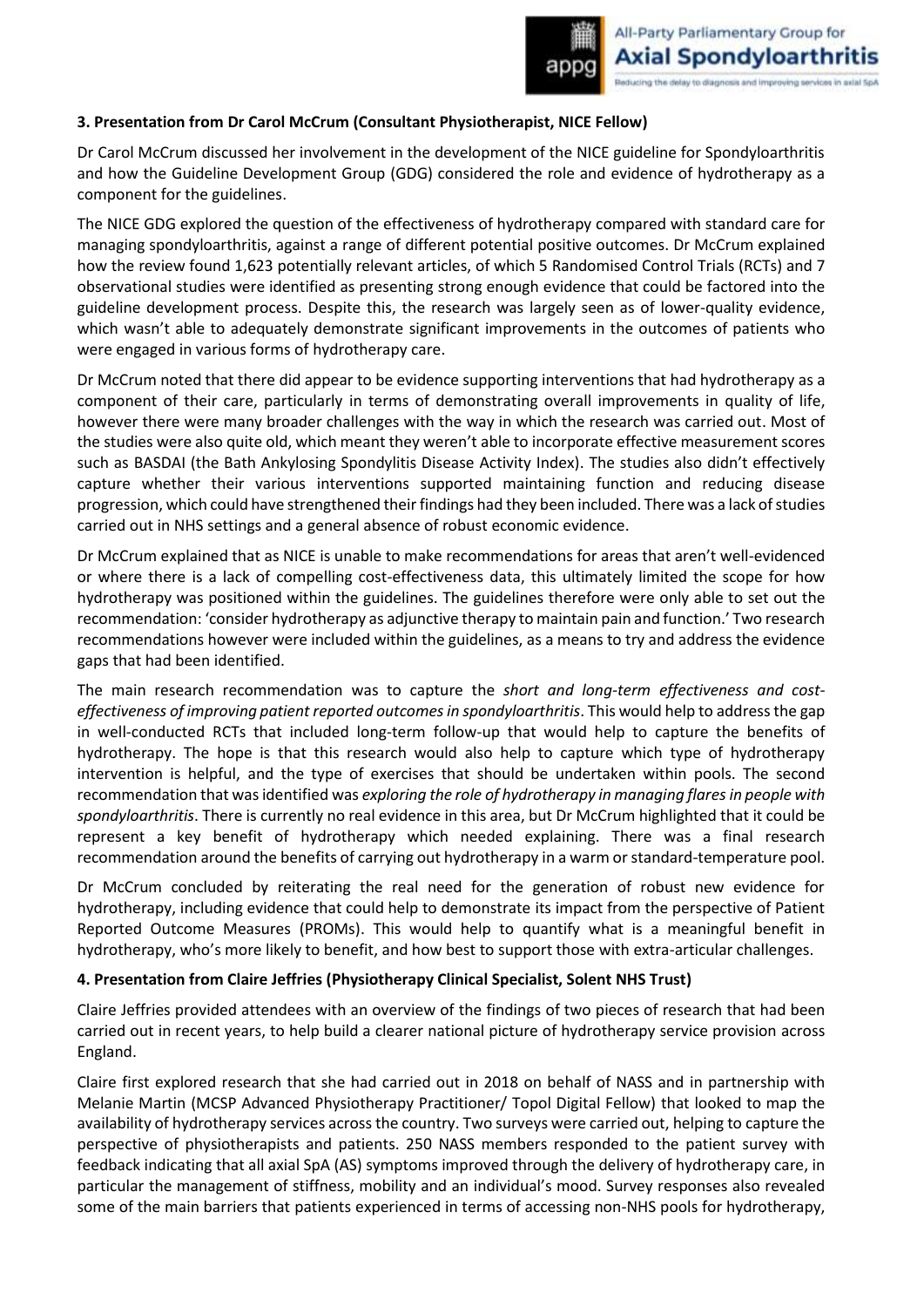### 3. Presentation from Dr Carol McCrum (Consultant Physiotherapist, NICE Fellow)

Dr Carol McCrum discussed her involvement in the development of the NICE guideline for Spondyloarthritis and how the Guideline Development Group (GDG) considered the role and evidence of hydrotherapy as a component for the guidelines.

The NICE GDG explored the question of the effectiveness of hydrotherapy compared with standard care for managing spondyloarthritis, against a range of different potential positive outcomes. Dr McCrum explained how the review found 1,623 potentially relevant articles, of which 5 Randomised Control Trials (RCTs) and 7 observational studies were identified as presenting strong enough evidence that could be factored into the guideline development process. Despite this, the research was largely seen as of lower-quality evidence, which wasn't able to adequately demonstrate significant improvements in the outcomes of patients who were engaged in various forms of hydrotherapy care.

Dr McCrum noted that there did appear to be evidence supporting interventions that had hydrotherapy as a component of their care, particularly in terms of demonstrating overall improvements in quality of life, however there were many broader challenges with the way in which the research was carried out. Most of the studies were also quite old, which meant they weren't able to incorporate effective measurement scores such as BASDAI (the Bath Ankylosing Spondylitis Disease Activity Index). The studies also didn't effectively capture whether their various interventions supported maintaining function and reducing disease progression, which could have strengthened their findings had they been included. There was a lack of studies carried out in NHS settings and a general absence of robust economic evidence.

Dr McCrum explained that as NICE is unable to make recommendations for areas that aren't well-evidenced or where there is a lack of compelling cost-effectiveness data, this ultimately limited the scope for how hydrotherapy was positioned within the guidelines. The guidelines therefore were only able to set out the recommendation: 'consider hydrotherapy as adjunctive therapy to maintain pain and function.' Two research recommendations however were included within the guidelines, as a means to try and address the evidence gaps that had been identified.

The main research recommendation was to capture the *short and long-term effectiveness and cost-effectiveness of improving patient reported outcomes in spondyloarthritis*. This would help to address the gap in well-conducted RCTs that included long-term follow-up that would help to capture the benefits of hydrotherapy. The hope is that this research would also help to capture which type of hydrotherapy intervention is helpful, and the type of exercises that should be undertaken within pools. The second recommendation that was identified was *exploring the role of hydrotherapy in managing flares in people with spondyloarthritis*. There is currently no real evidence in this area, but Dr McCrum highlighted that it could be represent a key benefit of hydrotherapy which needed explaining. There was a final research recommendation around the benefits of carrying out hydrotherapy in a warm or standard-temperature pool.

Dr McCrum concluded by reiterating the real need for the generation of robust new evidence for hydrotherapy, including evidence that could help to demonstrate its impact from the perspective of Patient Reported Outcome Measures (PROMs). This would help to quantify what is a meaningful benefit in hydrotherapy, who's more likely to benefit, and how best to support those with extra-articular challenges.

### 4. Presentation from Claire Jeffries (Physiotherapy Clinical Specialist, Solent NHS Trust)

Claire Jeffries provided attendees with an overview of the findings of two pieces of research that had been carried out in recent years, to help build a clearer national picture of hydrotherapy service provision across England.

Claire first explored research that she had carried out in 2018 on behalf of NASS and in partnership with Melanie Martin (MCSP Advanced Physiotherapy Practitioner/ Topol Digital Fellow) that looked to map the availability of hydrotherapy services across the country. Two surveys were carried out, helping to capture the perspective of physiotherapists and patients. 250 NASS members responded to the patient survey with feedback indicating that all axial SpA (AS) symptoms improved through the delivery of hydrotherapy care, in particular the management of stiffness, mobility and an individual's mood. Survey responses also revealed some of the main barriers that patients experienced in terms of accessing non-NHS pools for hydrotherapy,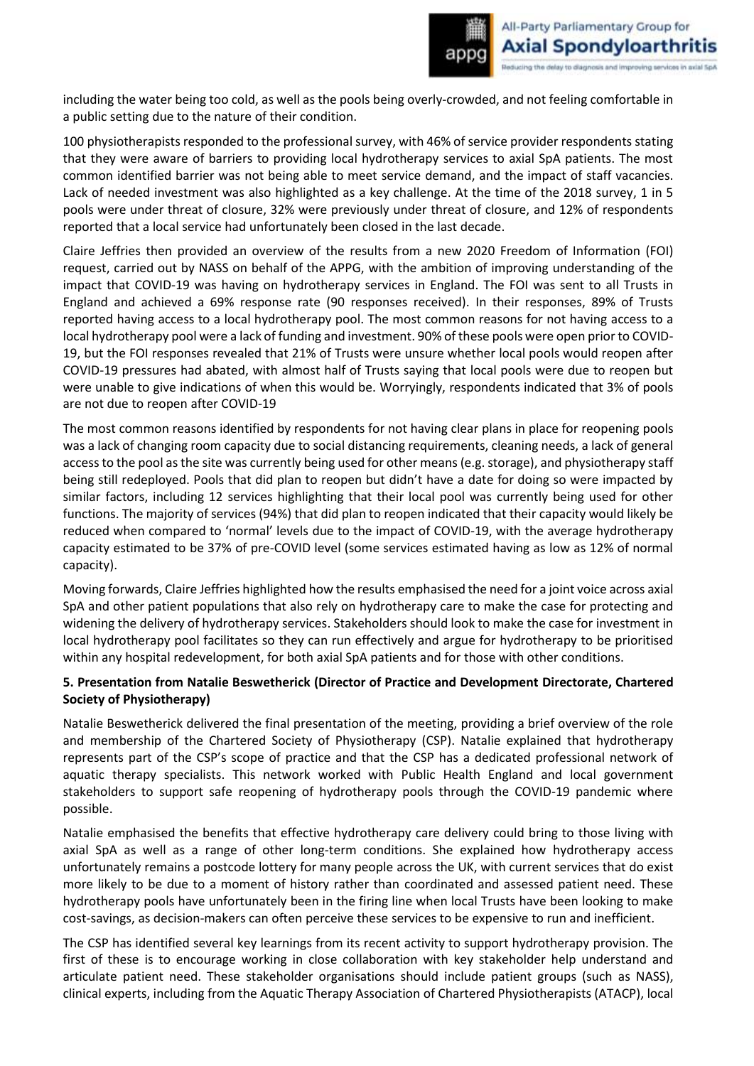including the water being too cold, as well as the pools being overly-crowded, and not feeling comfortable in a public setting due to the nature of their condition.

100 physiotherapists responded to the professional survey, with 46% of service provider respondents stating that they were aware of barriers to providing local hydrotherapy services to axial SpA patients. The most common identified barrier was not being able to meet service demand, and the impact of staff vacancies. Lack of needed investment was also highlighted as a key challenge. At the time of the 2018 survey, 1 in 5 pools were under threat of closure, 32% were previously under threat of closure, and 12% of respondents reported that a local service had unfortunately been closed in the last decade.

Claire Jeffries then provided an overview of the results from a new 2020 Freedom of Information (FOI) request, carried out by NASS on behalf of the APPG, with the ambition of improving understanding of the impact that COVID-19 was having on hydrotherapy services in England. The FOI was sent to all Trusts in England and achieved a 69% response rate (90 responses received). In their responses, 89% of Trusts reported having access to a local hydrotherapy pool. The most common reasons for not having access to a local hydrotherapy pool were a lack of funding and investment. 90% of these pools were open prior to COVID-19, but the FOI responses revealed that 21% of Trusts were unsure whether local pools would reopen after COVID-19 pressures had abated, with almost half of Trusts saying that local pools were due to reopen but were unable to give indications of when this would be. Worryingly, respondents indicated that 3% of pools are not due to reopen after COVID-19

The most common reasons identified by respondents for not having clear plans in place for reopening pools was a lack of changing room capacity due to social distancing requirements, cleaning needs, a lack of general access to the pool as the site was currently being used for other means (e.g. storage), and physiotherapy staff being still redeployed. Pools that did plan to reopen but didn't have a date for doing so were impacted by similar factors, including 12 services highlighting that their local pool was currently being used for other functions. The majority of services (94%) that did plan to reopen indicated that their capacity would likely be reduced when compared to 'normal' levels due to the impact of COVID-19, with the average hydrotherapy capacity estimated to be 37% of pre-COVID level (some services estimated having as low as 12% of normal capacity).

Moving forwards, Claire Jeffries highlighted how the results emphasised the need for a joint voice across axial SpA and other patient populations that also rely on hydrotherapy care to make the case for protecting and widening the delivery of hydrotherapy services. Stakeholders should look to make the case for investment in local hydrotherapy pool facilitates so they can run effectively and argue for hydrotherapy to be prioritised within any hospital redevelopment, for both axial SpA patients and for those with other conditions.

**5. Presentation from Natalie Beswetherick (Director of Practice and Development Directorate, Chartered Society of Physiotherapy)**

Natalie Beswetherick delivered the final presentation of the meeting, providing a brief overview of the role and membership of the Chartered Society of Physiotherapy (CSP). Natalie explained that hydrotherapy represents part of the CSP's scope of practice and that the CSP has a dedicated professional network of aquatic therapy specialists. This network worked with Public Health England and local government stakeholders to support safe reopening of hydrotherapy pools through the COVID-19 pandemic where possible.

Natalie emphasised the benefits that effective hydrotherapy care delivery could bring to those living with axial SpA as well as a range of other long-term conditions. She explained how hydrotherapy access unfortunately remains a postcode lottery for many people across the UK, with current services that do exist more likely to be due to a moment of history rather than coordinated and assessed patient need. These hydrotherapy pools have unfortunately been in the firing line when local Trusts have been looking to make cost-savings, as decision-makers can often perceive these services to be expensive to run and inefficient.

The CSP has identified several key learnings from its recent activity to support hydrotherapy provision. The first of these is to encourage working in close collaboration with key stakeholder help understand and articulate patient need. These stakeholder organisations should include patient groups (such as NASS), clinical experts, including from the Aquatic Therapy Association of Chartered Physiotherapists (ATACP), local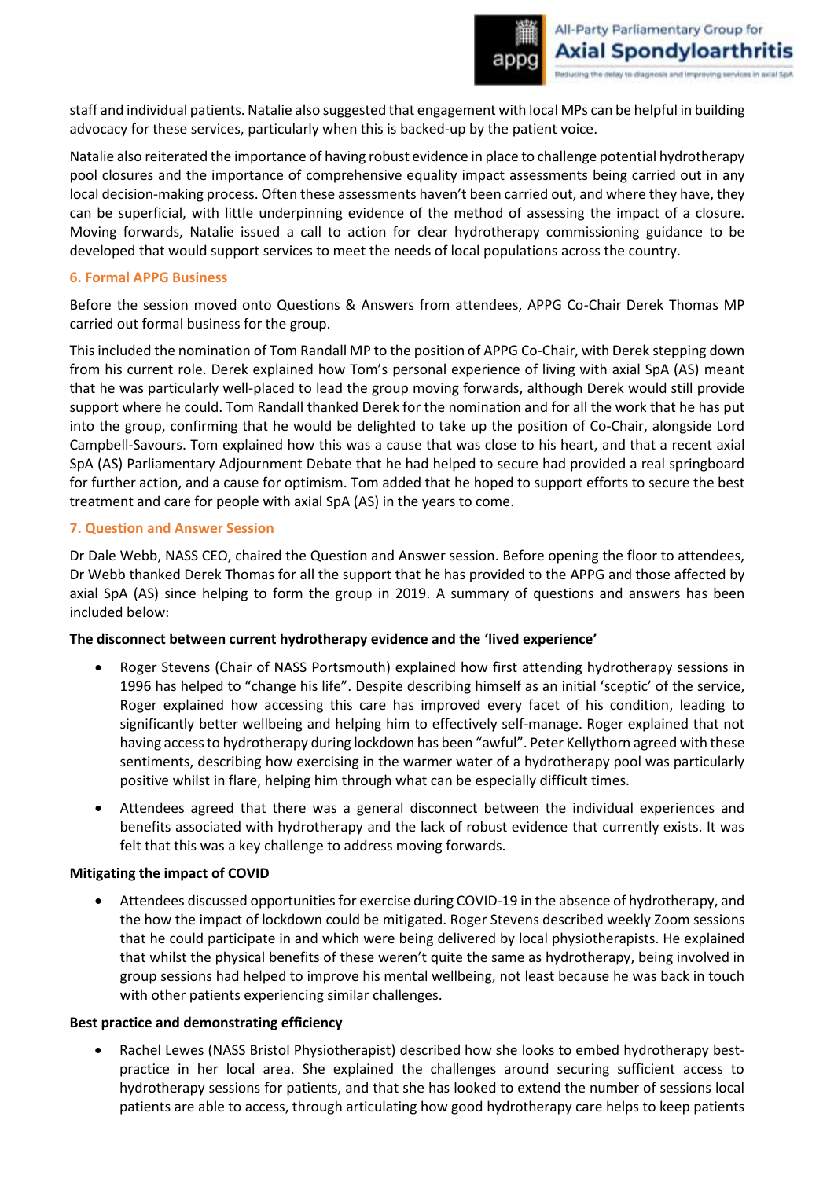staff and individual patients. Natalie also suggested that engagement with local MPs can be helpful in building advocacy for these services, particularly when this is backed-up by the patient voice.

Natalie also reiterated the importance of having robust evidence in place to challenge potential hydrotherapy pool closures and the importance of comprehensive equality impact assessments being carried out in any local decision-making process. Often these assessments haven't been carried out, and where they have, they can be superficial, with little underpinning evidence of the method of assessing the impact of a closure. Moving forwards, Natalie issued a call to action for clear hydrotherapy commissioning guidance to be developed that would support services to meet the needs of local populations across the country.

## 6. Formal APPG Business

Before the session moved onto Questions & Answers from attendees, APPG Co-Chair Derek Thomas MP carried out formal business for the group.

This included the nomination of Tom Randall MP to the position of APPG Co-Chair, with Derek stepping down from his current role. Derek explained how Tom's personal experience of living with axial SpA (AS) meant that he was particularly well-placed to lead the group moving forwards, although Derek would still provide support where he could. Tom Randall thanked Derek for the nomination and for all the work that he has put into the group, confirming that he would be delighted to take up the position of Co-Chair, alongside Lord Campbell-Savours. Tom explained how this was a cause that was close to his heart, and that a recent axial SpA (AS) Parliamentary Adjournment Debate that he had helped to secure had provided a real springboard for further action, and a cause for optimism. Tom added that he hoped to support efforts to secure the best treatment and care for people with axial SpA (AS) in the years to come.

## 7. Question and Answer Session

Dr Dale Webb, NASS CEO, chaired the Question and Answer session. Before opening the floor to attendees, Dr Webb thanked Derek Thomas for all the support that he has provided to the APPG and those affected by axial SpA (AS) since helping to form the group in 2019. A summary of questions and answers has been included below:

**The disconnect between current hydrotherapy evidence and the 'lived experience'**

- Roger Stevens (Chair of NASS Portsmouth) explained how first attending hydrotherapy sessions in 1996 has helped to "change his life". Despite describing himself as an initial 'sceptic' of the service, Roger explained how accessing this care has improved every facet of his condition, leading to significantly better wellbeing and helping him to effectively self-manage. Roger explained that not having access to hydrotherapy during lockdown has been "awful". Peter Kellythorn agreed with these sentiments, describing how exercising in the warmer water of a hydrotherapy pool was particularly positive whilst in flare, helping him through what can be especially difficult times.
- Attendees agreed that there was a general disconnect between the individual experiences and benefits associated with hydrotherapy and the lack of robust evidence that currently exists. It was felt that this was a key challenge to address moving forwards.

**Mitigating the impact of COVID**

- Attendees discussed opportunities for exercise during COVID-19 in the absence of hydrotherapy, and the how the impact of lockdown could be mitigated. Roger Stevens described weekly Zoom sessions that he could participate in and which were being delivered by local physiotherapists. He explained that whilst the physical benefits of these weren't quite the same as hydrotherapy, being involved in group sessions had helped to improve his mental wellbeing, not least because he was back in touch with other patients experiencing similar challenges.

**Best practice and demonstrating efficiency**

- Rachel Lewes (NASS Bristol Physiotherapist) described how she looks to embed hydrotherapy best-practice in her local area. She explained the challenges around securing sufficient access to hydrotherapy sessions for patients, and that she has looked to extend the number of sessions local patients are able to access, through articulating how good hydrotherapy care helps to keep patients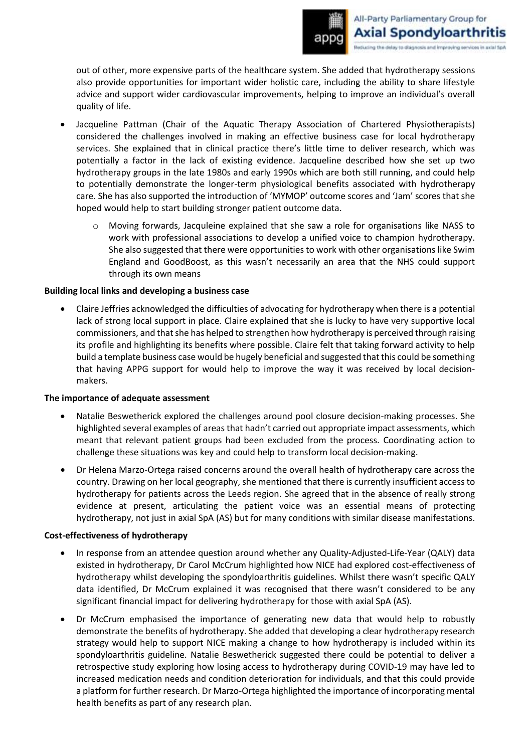out of other, more expensive parts of the healthcare system. She added that hydrotherapy sessions also provide opportunities for important wider holistic care, including the ability to share lifestyle advice and support wider cardiovascular improvements, helping to improve an individual's overall quality of life.

- Jacqueline Pattman (Chair of the Aquatic Therapy Association of Chartered Physiotherapists) considered the challenges involved in making an effective business case for local hydrotherapy services. She explained that in clinical practice there's little time to deliver research, which was potentially a factor in the lack of existing evidence. Jacqueline described how she set up two hydrotherapy groups in the late 1980s and early 1990s which are both still running, and could help to potentially demonstrate the longer-term physiological benefits associated with hydrotherapy care. She has also supported the introduction of 'MYMOP' outcome scores and 'Jam' scores that she hoped would help to start building stronger patient outcome data.
    - Moving forwards, Jacqueline explained that she saw a role for organisations like NASS to work with professional associations to develop a unified voice to champion hydrotherapy. She also suggested that there were opportunities to work with other organisations like Swim England and GoodBoost, as this wasn't necessarily an area that the NHS could support through its own means

**Building local links and developing a business case**

- Claire Jeffries acknowledged the difficulties of advocating for hydrotherapy when there is a potential lack of strong local support in place. Claire explained that she is lucky to have very supportive local commissioners, and that she has helped to strengthen how hydrotherapy is perceived through raising its profile and highlighting its benefits where possible. Claire felt that taking forward activity to help build a template business case would be hugely beneficial and suggested that this could be something that having APPG support for would help to improve the way it was received by local decision-makers.

**The importance of adequate assessment**

- Natalie Beswetherick explored the challenges around pool closure decision-making processes. She highlighted several examples of areas that hadn't carried out appropriate impact assessments, which meant that relevant patient groups had been excluded from the process. Coordinating action to challenge these situations was key and could help to transform local decision-making.
- Dr Helena Marzo-Ortega raised concerns around the overall health of hydrotherapy care across the country. Drawing on her local geography, she mentioned that there is currently insufficient access to hydrotherapy for patients across the Leeds region. She agreed that in the absence of really strong evidence at present, articulating the patient voice was an essential means of protecting hydrotherapy, not just in axial SpA (AS) but for many conditions with similar disease manifestations.

**Cost-effectiveness of hydrotherapy**

- In response from an attendee question around whether any Quality-Adjusted-Life-Year (QALY) data existed in hydrotherapy, Dr Carol McCrum highlighted how NICE had explored cost-effectiveness of hydrotherapy whilst developing the spondyloarthritis guidelines. Whilst there wasn't specific QALY data identified, Dr McCrum explained it was recognised that there wasn't considered to be any significant financial impact for delivering hydrotherapy for those with axial SpA (AS).
- Dr McCrum emphasised the importance of generating new data that would help to robustly demonstrate the benefits of hydrotherapy. She added that developing a clear hydrotherapy research strategy would help to support NICE making a change to how hydrotherapy is included within its spondyloarthritis guideline. Natalie Beswetherick suggested there could be potential to deliver a retrospective study exploring how losing access to hydrotherapy during COVID-19 may have led to increased medication needs and condition deterioration for individuals, and that this could provide a platform for further research. Dr Marzo-Ortega highlighted the importance of incorporating mental health benefits as part of any research plan.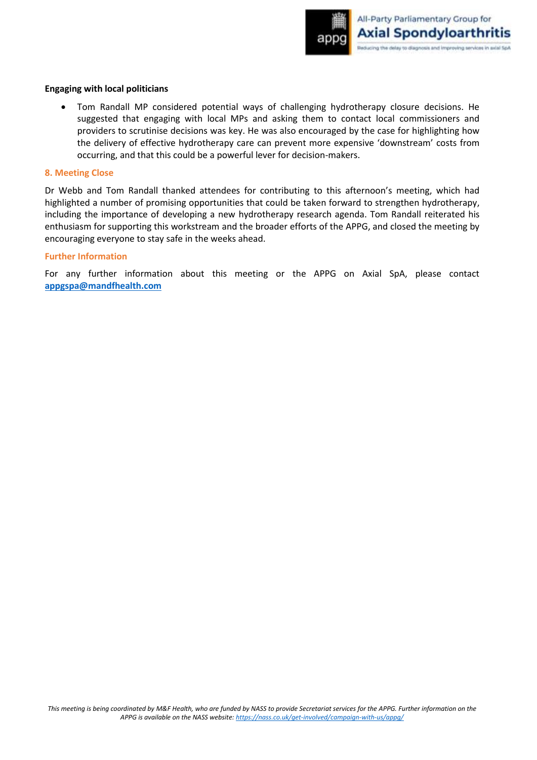**Engaging with local politicians**

- Tom Randall MP considered potential ways of challenging hydrotherapy closure decisions. He suggested that engaging with local MPs and asking them to contact local commissioners and providers to scrutinise decisions was key. He was also encouraged by the case for highlighting how the delivery of effective hydrotherapy care can prevent more expensive 'downstream' costs from occurring, and that this could be a powerful lever for decision-makers.

## 8. Meeting Close

Dr Webb and Tom Randall thanked attendees for contributing to this afternoon's meeting, which had highlighted a number of promising opportunities that could be taken forward to strengthen hydrotherapy, including the importance of developing a new hydrotherapy research agenda. Tom Randall reiterated his enthusiasm for supporting this workstream and the broader efforts of the APPG, and closed the meeting by encouraging everyone to stay safe in the weeks ahead.

## Further Information

For any further information about this meeting or the APPG on Axial SpA, please contact **appgspa@mandfhealth.com**

*This meeting is being coordinated by M&F Health, who are funded by NASS to provide Secretariat services for the APPG. Further information on the APPG is available on the NASS website: https://nass.co.uk/get-involved/campaign-with-us/appg/*